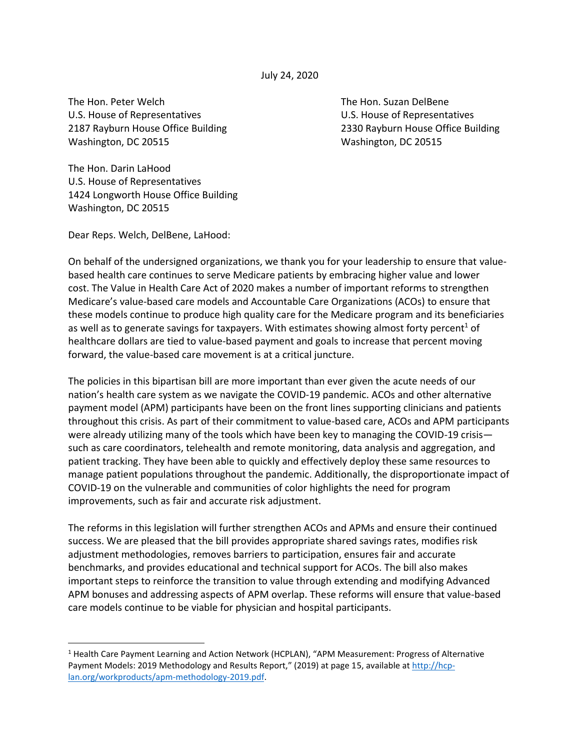July 24, 2020

The Hon. Peter Welch
U.S. House of Representatives
2187 Rayburn House Office Building
Washington, DC 20515

The Hon. Suzan DelBene
U.S. House of Representatives
2330 Rayburn House Office Building
Washington, DC 20515

The Hon. Darin LaHood
U.S. House of Representatives
1424 Longworth House Office Building
Washington, DC 20515

Dear Reps. Welch, DelBene, LaHood:

On behalf of the undersigned organizations, we thank you for your leadership to ensure that value-based health care continues to serve Medicare patients by embracing higher value and lower cost. The Value in Health Care Act of 2020 makes a number of important reforms to strengthen Medicare's value-based care models and Accountable Care Organizations (ACOs) to ensure that these models continue to produce high quality care for the Medicare program and its beneficiaries as well as to generate savings for taxpayers. With estimates showing almost forty percent[1] of healthcare dollars are tied to value-based payment and goals to increase that percent moving forward, the value-based care movement is at a critical juncture.

The policies in this bipartisan bill are more important than ever given the acute needs of our nation's health care system as we navigate the COVID-19 pandemic. ACOs and other alternative payment model (APM) participants have been on the front lines supporting clinicians and patients throughout this crisis. As part of their commitment to value-based care, ACOs and APM participants were already utilizing many of the tools which have been key to managing the COVID-19 crisis—such as care coordinators, telehealth and remote monitoring, data analysis and aggregation, and patient tracking. They have been able to quickly and effectively deploy these same resources to manage patient populations throughout the pandemic. Additionally, the disproportionate impact of COVID-19 on the vulnerable and communities of color highlights the need for program improvements, such as fair and accurate risk adjustment.

The reforms in this legislation will further strengthen ACOs and APMs and ensure their continued success. We are pleased that the bill provides appropriate shared savings rates, modifies risk adjustment methodologies, removes barriers to participation, ensures fair and accurate benchmarks, and provides educational and technical support for ACOs. The bill also makes important steps to reinforce the transition to value through extending and modifying Advanced APM bonuses and addressing aspects of APM overlap. These reforms will ensure that value-based care models continue to be viable for physician and hospital participants.

---

[1] Health Care Payment Learning and Action Network (HCPLAN), "APM Measurement: Progress of Alternative Payment Models: 2019 Methodology and Results Report," (2019) at page 15, available at [http://hcp-lan.org/workproducts/apm-methodology-2019.pdf](http://hcp-lan.org/workproducts/apm-methodology-2019.pdf).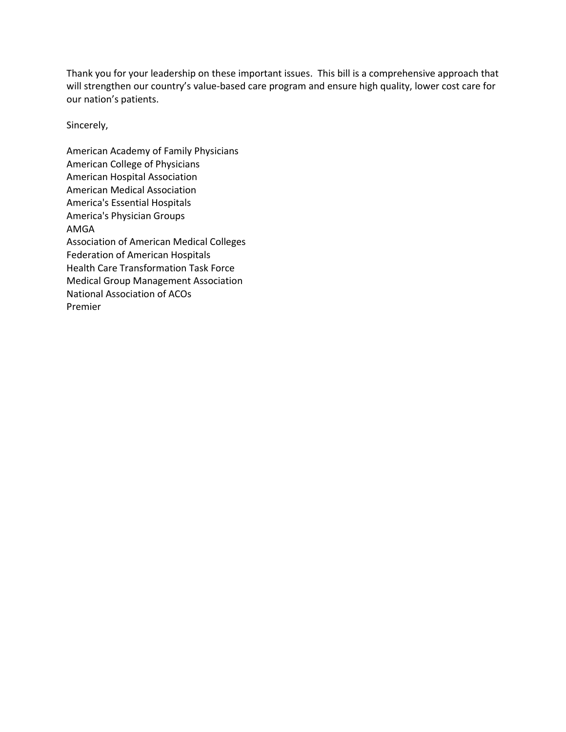Thank you for your leadership on these important issues. This bill is a comprehensive approach that will strengthen our country's value-based care program and ensure high quality, lower cost care for our nation's patients.

Sincerely,

American Academy of Family Physicians
American College of Physicians
American Hospital Association
American Medical Association
America's Essential Hospitals
America's Physician Groups
AMGA
Association of American Medical Colleges
Federation of American Hospitals
Health Care Transformation Task Force
Medical Group Management Association
National Association of ACOs
Premier